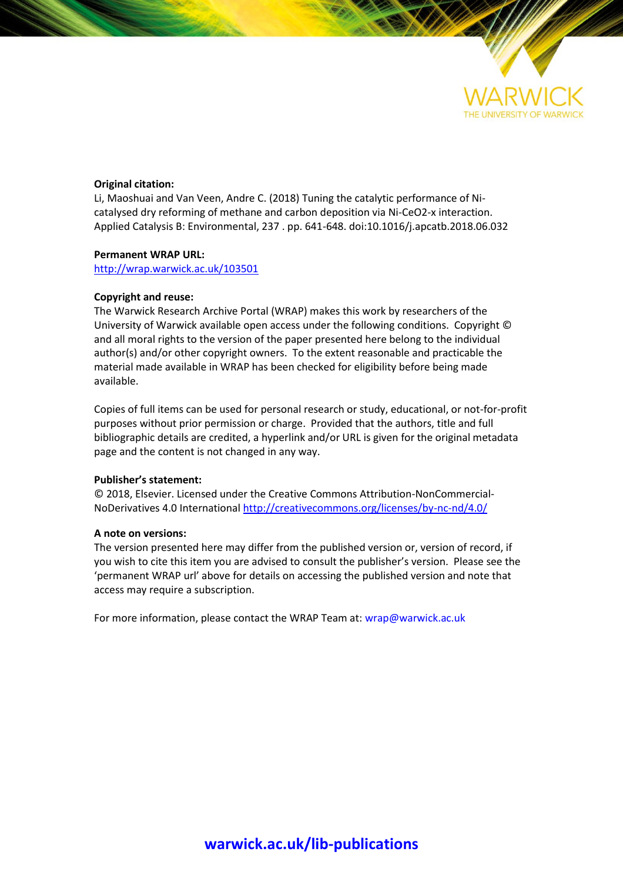**Original citation:**

Li, Maoshuai and Van Veen, Andre C. (2018) Tuning the catalytic performance of Ni-catalysed dry reforming of methane and carbon deposition via Ni-CeO2-x interaction. Applied Catalysis B: Environmental, 237 . pp. 641-648. doi:10.1016/j.apcatb.2018.06.032

**Permanent WRAP URL:**

http://wrap.warwick.ac.uk/103501

**Copyright and reuse:**

The Warwick Research Archive Portal (WRAP) makes this work by researchers of the University of Warwick available open access under the following conditions. Copyright © and all moral rights to the version of the paper presented here belong to the individual author(s) and/or other copyright owners. To the extent reasonable and practicable the material made available in WRAP has been checked for eligibility before being made available.

Copies of full items can be used for personal research or study, educational, or not-for-profit purposes without prior permission or charge. Provided that the authors, title and full bibliographic details are credited, a hyperlink and/or URL is given for the original metadata page and the content is not changed in any way.

**Publisher's statement:**

© 2018, Elsevier. Licensed under the Creative Commons Attribution-NonCommercial-NoDerivatives 4.0 International http://creativecommons.org/licenses/by-nc-nd/4.0/

**A note on versions:**

The version presented here may differ from the published version or, version of record, if you wish to cite this item you are advised to consult the publisher's version. Please see the 'permanent WRAP url' above for details on accessing the published version and note that access may require a subscription.

For more information, please contact the WRAP Team at: wrap@warwick.ac.uk

**warwick.ac.uk/lib-publications**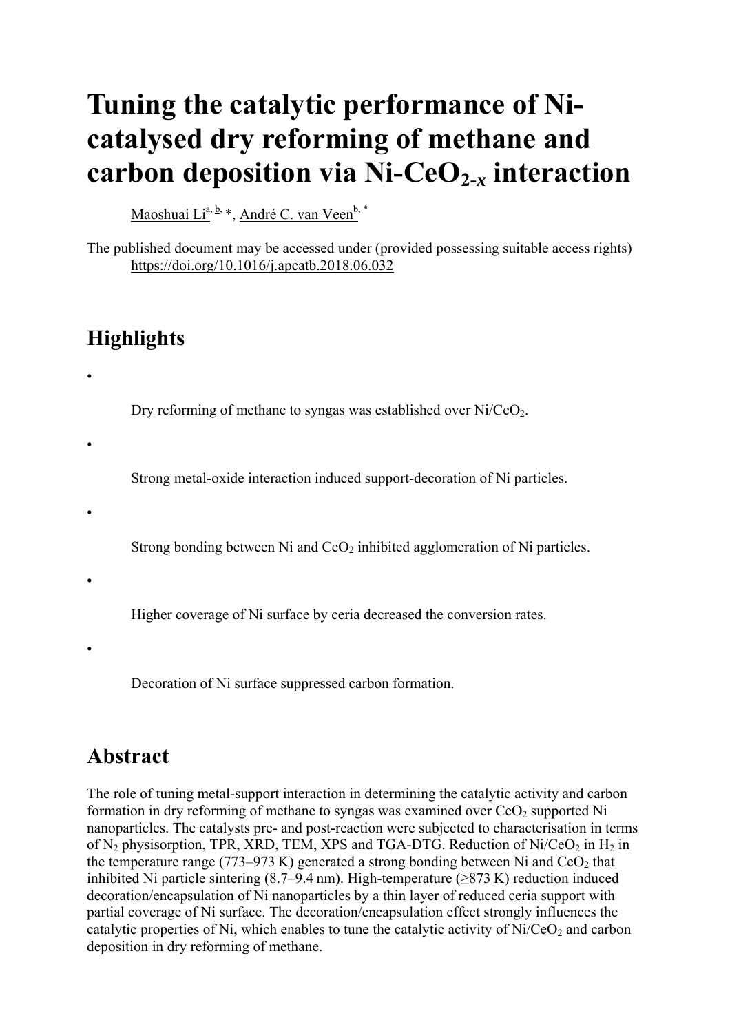# Tuning the catalytic performance of Ni-catalysed dry reforming of methane and carbon deposition via Ni-$CeO_{2\text{-}x}$ interaction

Maoshuai Li[a, b] *, André C. van Veen[b, *]

The published document may be accessed under (provided possessing suitable access rights) https://doi.org/10.1016/j.apcatb.2018.06.032

## Highlights

- Dry reforming of methane to syngas was established over Ni/$CeO_2$.
- Strong metal-oxide interaction induced support-decoration of Ni particles.
- Strong bonding between Ni and $CeO_2$ inhibited agglomeration of Ni particles.
- Higher coverage of Ni surface by ceria decreased the conversion rates.
- Decoration of Ni surface suppressed carbon formation.

## Abstract

The role of tuning metal-support interaction in determining the catalytic activity and carbon formation in dry reforming of methane to syngas was examined over $CeO_2$ supported Ni nanoparticles. The catalysts pre- and post-reaction were subjected to characterisation in terms of $N_2$ physisorption, TPR, XRD, TEM, XPS and TGA-DTG. Reduction of Ni/$CeO_2$ in $H_2$ in the temperature range (773–973 K) generated a strong bonding between Ni and $CeO_2$ that inhibited Ni particle sintering (8.7–9.4 nm). High-temperature (≥873 K) reduction induced decoration/encapsulation of Ni nanoparticles by a thin layer of reduced ceria support with partial coverage of Ni surface. The decoration/encapsulation effect strongly influences the catalytic properties of Ni, which enables to tune the catalytic activity of Ni/$CeO_2$ and carbon deposition in dry reforming of methane.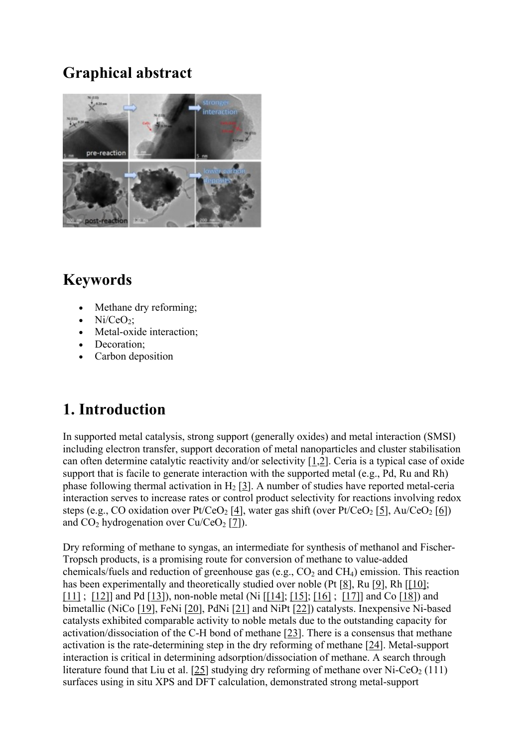# Graphical abstract

# Keywords

- Methane dry reforming;
- $Ni/CeO_2$;
- Metal-oxide interaction;
- Decoration;
- Carbon deposition

# 1. Introduction

In supported metal catalysis, strong support (generally oxides) and metal interaction (SMSI) including electron transfer, support decoration of metal nanoparticles and cluster stabilisation can often determine catalytic reactivity and/or selectivity [1,2]. Ceria is a typical case of oxide support that is facile to generate interaction with the supported metal (e.g., Pd, Ru and Rh) phase following thermal activation in $H_2$ [3]. A number of studies have reported metal-ceria interaction serves to increase rates or control product selectivity for reactions involving redox steps (e.g., CO oxidation over $Pt/CeO_2$ [4], water gas shift (over $Pt/CeO_2$ [5], $Au/CeO_2$ [6]) and $CO_2$ hydrogenation over $Cu/CeO_2$ [7]).

Dry reforming of methane to syngas, an intermediate for synthesis of methanol and Fischer-Tropsch products, is a promising route for conversion of methane to value-added chemicals/fuels and reduction of greenhouse gas (e.g., $CO_2$ and $CH_4$) emission. This reaction has been experimentally and theoretically studied over noble (Pt [8], Ru [9], Rh [[10]; [11] ; [12]] and Pd [13]), non-noble metal (Ni [[14]; [15]; [16] ; [17]] and Co [18]) and bimetallic (NiCo [19], FeNi [20], PdNi [21] and NiPt [22]) catalysts. Inexpensive Ni-based catalysts exhibited comparable activity to noble metals due to the outstanding capacity for activation/dissociation of the C-H bond of methane [23]. There is a consensus that methane activation is the rate-determining step in the dry reforming of methane [24]. Metal-support interaction is critical in determining adsorption/dissociation of methane. A search through literature found that Liu et al. [25] studying dry reforming of methane over $Ni\text{-}CeO_2$ (111) surfaces using in situ XPS and DFT calculation, demonstrated strong metal-support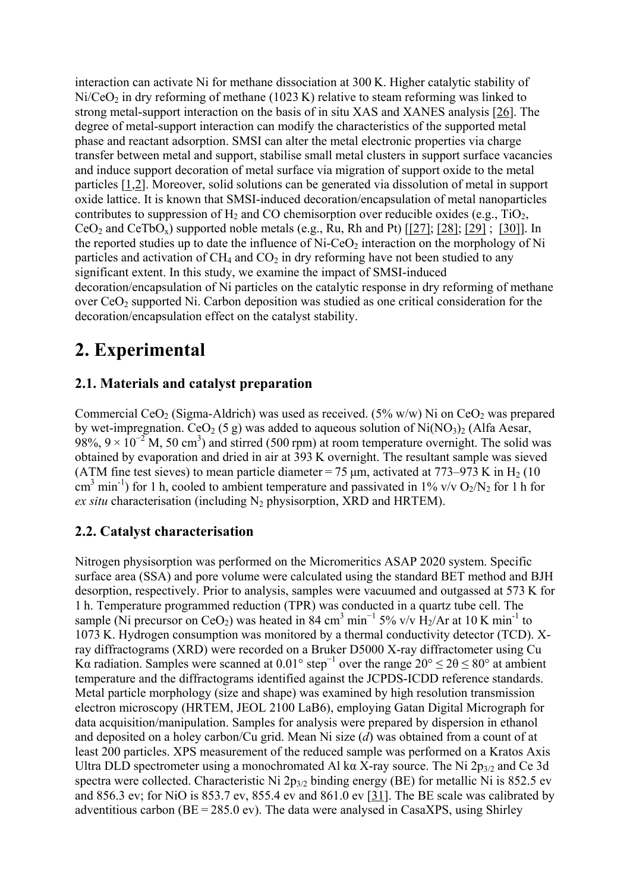interaction can activate Ni for methane dissociation at 300 K. Higher catalytic stability of $Ni/CeO_2$ in dry reforming of methane (1023 K) relative to steam reforming was linked to strong metal-support interaction on the basis of in situ XAS and XANES analysis [26]. The degree of metal-support interaction can modify the characteristics of the supported metal phase and reactant adsorption. SMSI can alter the metal electronic properties via charge transfer between metal and support, stabilise small metal clusters in support surface vacancies and induce support decoration of metal surface via migration of support oxide to the metal particles [1,2]. Moreover, solid solutions can be generated via dissolution of metal in support oxide lattice. It is known that SMSI-induced decoration/encapsulation of metal nanoparticles contributes to suppression of $H_2$ and CO chemisorption over reducible oxides (e.g., $TiO_2$, $CeO_2$ and $CeTbO_x$) supported noble metals (e.g., Ru, Rh and Pt) [[27]; [28]; [29] ; [30]]. In the reported studies up to date the influence of Ni-$CeO_2$ interaction on the morphology of Ni particles and activation of $CH_4$ and $CO_2$ in dry reforming have not been studied to any significant extent. In this study, we examine the impact of SMSI-induced decoration/encapsulation of Ni particles on the catalytic response in dry reforming of methane over $CeO_2$ supported Ni. Carbon deposition was studied as one critical consideration for the decoration/encapsulation effect on the catalyst stability.

# 2. Experimental

## 2.1. Materials and catalyst preparation

Commercial $CeO_2$ (Sigma-Aldrich) was used as received. (5% w/w) Ni on $CeO_2$ was prepared by wet-impregnation. $CeO_2$ (5 g) was added to aqueous solution of $Ni(NO_3)_2$ (Alfa Aesar, 98%, $9 \times 10^{-2}$ M, 50 $cm^3$) and stirred (500 rpm) at room temperature overnight. The solid was obtained by evaporation and dried in air at 393 K overnight. The resultant sample was sieved (ATM fine test sieves) to mean particle diameter = 75 μm, activated at 773–973 K in $H_2$ (10 $cm^3$ $min^{-1}$) for 1 h, cooled to ambient temperature and passivated in 1% v/v $O_2/N_2$ for 1 h for *ex situ* characterisation (including $N_2$ physisorption, XRD and HRTEM).

## 2.2. Catalyst characterisation

Nitrogen physisorption was performed on the Micromeritics ASAP 2020 system. Specific surface area (SSA) and pore volume were calculated using the standard BET method and BJH desorption, respectively. Prior to analysis, samples were vacuumed and outgassed at 573 K for 1 h. Temperature programmed reduction (TPR) was conducted in a quartz tube cell. The sample (Ni precursor on $CeO_2$) was heated in 84 $cm^3$ $min^{-1}$ 5% v/v $H_2$/Ar at 10 K $min^{-1}$ to 1073 K. Hydrogen consumption was monitored by a thermal conductivity detector (TCD). X-ray diffractograms (XRD) were recorded on a Bruker D5000 X-ray diffractometer using Cu Kα radiation. Samples were scanned at 0.01° $step^{-1}$ over the range $20° \leq 2\theta \leq 80°$ at ambient temperature and the diffractograms identified against the JCPDS-ICDD reference standards. Metal particle morphology (size and shape) was examined by high resolution transmission electron microscopy (HRTEM, JEOL 2100 LaB6), employing Gatan Digital Micrograph for data acquisition/manipulation. Samples for analysis were prepared by dispersion in ethanol and deposited on a holey carbon/Cu grid. Mean Ni size ($d$) was obtained from a count of at least 200 particles. XPS measurement of the reduced sample was performed on a Kratos Axis Ultra DLD spectrometer using a monochromated Al kα X-ray source. The Ni $2p_{3/2}$ and Ce 3d spectra were collected. Characteristic Ni $2p_{3/2}$ binding energy (BE) for metallic Ni is 852.5 ev and 856.3 ev; for NiO is 853.7 ev, 855.4 ev and 861.0 ev [31]. The BE scale was calibrated by adventitious carbon (BE = 285.0 ev). The data were analysed in CasaXPS, using Shirley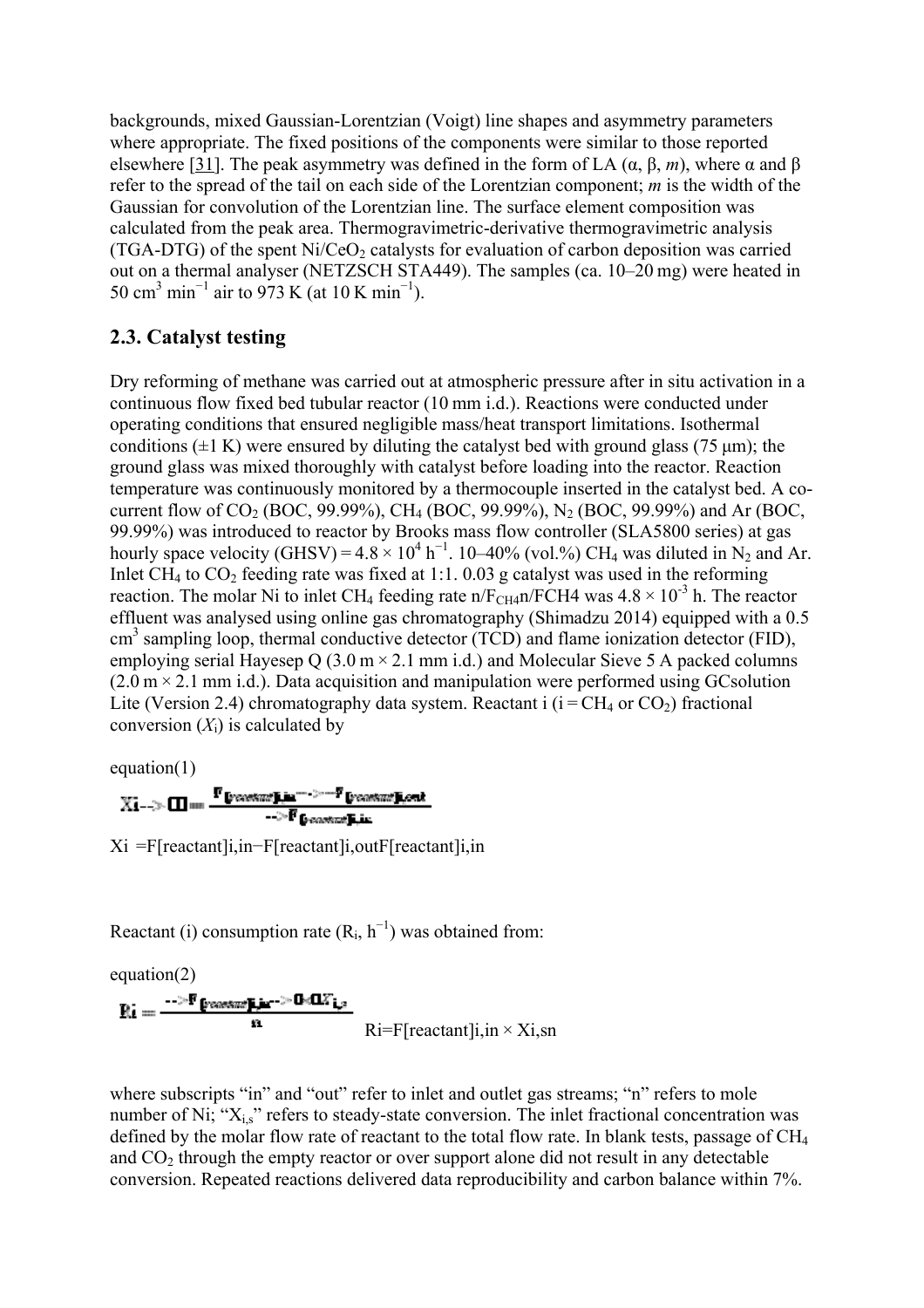backgrounds, mixed Gaussian-Lorentzian (Voigt) line shapes and asymmetry parameters where appropriate. The fixed positions of the components were similar to those reported elsewhere [31]. The peak asymmetry was defined in the form of LA (α, β, *m*), where α and β refer to the spread of the tail on each side of the Lorentzian component; *m* is the width of the Gaussian for convolution of the Lorentzian line. The surface element composition was calculated from the peak area. Thermogravimetric-derivative thermogravimetric analysis (TGA-DTG) of the spent Ni/$CeO_2$ catalysts for evaluation of carbon deposition was carried out on a thermal analyser (NETZSCH STA449). The samples (ca. 10–20 mg) were heated in 50 $cm^3$ $min^{-1}$ air to 973 K (at 10 K $min^{-1}$).

## 2.3. Catalyst testing

Dry reforming of methane was carried out at atmospheric pressure after in situ activation in a continuous flow fixed bed tubular reactor (10 mm i.d.). Reactions were conducted under operating conditions that ensured negligible mass/heat transport limitations. Isothermal conditions (±1 K) were ensured by diluting the catalyst bed with ground glass (75 μm); the ground glass was mixed thoroughly with catalyst before loading into the reactor. Reaction temperature was continuously monitored by a thermocouple inserted in the catalyst bed. A co-current flow of $CO_2$ (BOC, 99.99%), $CH_4$ (BOC, 99.99%), $N_2$ (BOC, 99.99%) and Ar (BOC, 99.99%) was introduced to reactor by Brooks mass flow controller (SLA5800 series) at gas hourly space velocity (GHSV) = $4.8 \times 10^4$ $h^{-1}$. 10–40% (vol.%) $CH_4$ was diluted in $N_2$ and Ar. Inlet $CH_4$ to $CO_2$ feeding rate was fixed at 1:1. 0.03 g catalyst was used in the reforming reaction. The molar Ni to inlet $CH_4$ feeding rate $n/F_{CH4}$n/FCH4 was $4.8 \times 10^{-3}$ h. The reactor effluent was analysed using online gas chromatography (Shimadzu 2014) equipped with a 0.5 $cm^3$ sampling loop, thermal conductive detector (TCD) and flame ionization detector (FID), employing serial Hayesep Q (3.0 m × 2.1 mm i.d.) and Molecular Sieve 5 A packed columns (2.0 m × 2.1 mm i.d.). Data acquisition and manipulation were performed using GCsolution Lite (Version 2.4) chromatography data system. Reactant i (i = $CH_4$ or $CO_2$) fractional conversion ($X_i$) is calculated by

equation(1)

$$X_i = \frac{F_{[reactant]i,in} - F_{[reactant]i,out}}{F_{[reactant]i,in}}$$

Xi =F[reactant]i,in−F[reactant]i,outF[reactant]i,in

Reactant (i) consumption rate ($R_i$, $h^{-1}$) was obtained from:

equation(2)

$$R_i = \frac{F_{[reactant]i,in} \times X_{i,s}}{n}$$

Ri=F[reactant]i,in × Xi,sn

where subscripts "in" and "out" refer to inlet and outlet gas streams; "n" refers to mole number of Ni; "$X_{i,s}$" refers to steady-state conversion. The inlet fractional concentration was defined by the molar flow rate of reactant to the total flow rate. In blank tests, passage of $CH_4$ and $CO_2$ through the empty reactor or over support alone did not result in any detectable conversion. Repeated reactions delivered data reproducibility and carbon balance within 7%.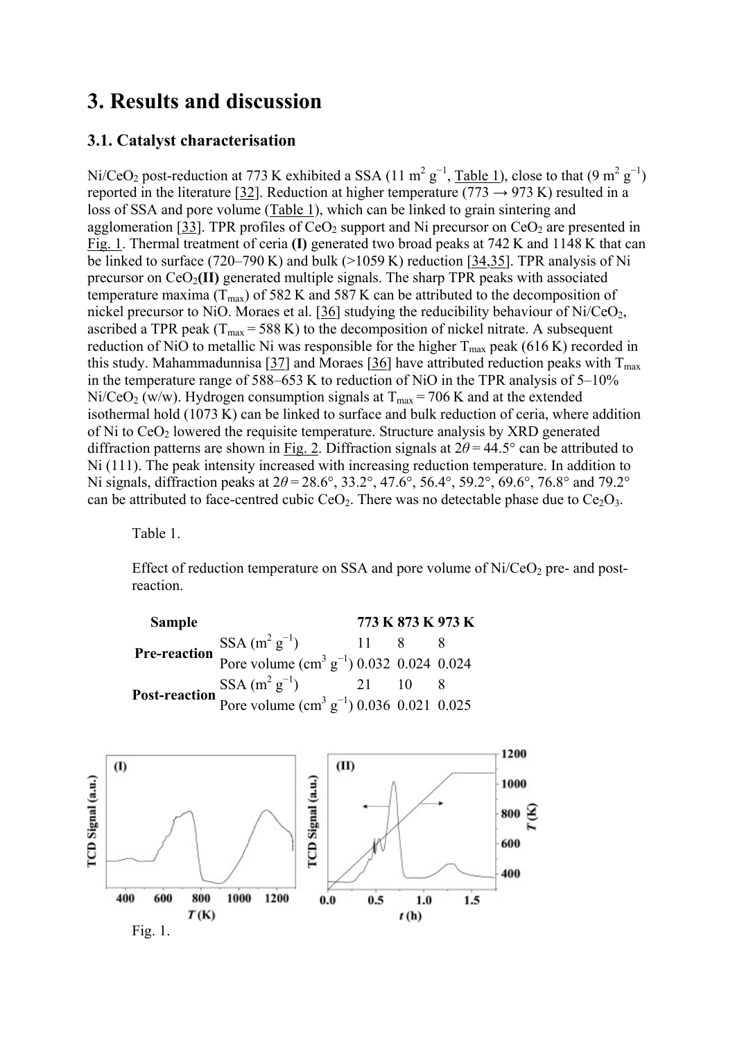# 3. Results and discussion

## 3.1. Catalyst characterisation

$Ni/CeO_2$ post-reduction at 773 K exhibited a SSA (11 $m^2\ g^{-1}$, Table 1), close to that (9 $m^2\ g^{-1}$) reported in the literature [32]. Reduction at higher temperature (773 → 973 K) resulted in a loss of SSA and pore volume (Table 1), which can be linked to grain sintering and agglomeration [33]. TPR profiles of $CeO_2$ support and Ni precursor on $CeO_2$ are presented in Fig. 1. Thermal treatment of ceria **(I)** generated two broad peaks at 742 K and 1148 K that can be linked to surface (720–790 K) and bulk (>1059 K) reduction [34,35]. TPR analysis of Ni precursor on $CeO_2$**(II)** generated multiple signals. The sharp TPR peaks with associated temperature maxima ($T_{max}$) of 582 K and 587 K can be attributed to the decomposition of nickel precursor to NiO. Moraes et al. [36] studying the reducibility behaviour of $Ni/CeO_2$, ascribed a TPR peak ($T_{max}$ = 588 K) to the decomposition of nickel nitrate. A subsequent reduction of NiO to metallic Ni was responsible for the higher $T_{max}$ peak (616 K) recorded in this study. Mahammadunnisa [37] and Moraes [36] have attributed reduction peaks with $T_{max}$ in the temperature range of 588–653 K to reduction of NiO in the TPR analysis of 5–10% $Ni/CeO_2$ (w/w). Hydrogen consumption signals at $T_{max}$ = 706 K and at the extended isothermal hold (1073 K) can be linked to surface and bulk reduction of ceria, where addition of Ni to $CeO_2$ lowered the requisite temperature. Structure analysis by XRD generated diffraction patterns are shown in Fig. 2. Diffraction signals at $2\theta = 44.5°$ can be attributed to Ni (111). The peak intensity increased with increasing reduction temperature. In addition to Ni signals, diffraction peaks at $2\theta = 28.6°$, 33.2°, 47.6°, 56.4°, 59.2°, 69.6°, 76.8° and 79.2° can be attributed to face-centred cubic $CeO_2$. There was no detectable phase due to $Ce_2O_3$.

Table 1.

Effect of reduction temperature on SSA and pore volume of $Ni/CeO_2$ pre- and post-reaction.

| Sample | | 773 K | 873 K | 973 K |
|---|---|---|---|---|
| Pre-reaction | SSA ($m^2\ g^{-1}$) | 11 | 8 | 8 |
| | Pore volume ($cm^3\ g^{-1}$) | 0.032 | 0.024 | 0.024 |
| Post-reaction | SSA ($m^2\ g^{-1}$) | 21 | 10 | 8 |
| | Pore volume ($cm^3\ g^{-1}$) | 0.036 | 0.021 | 0.025 |

Fig. 1.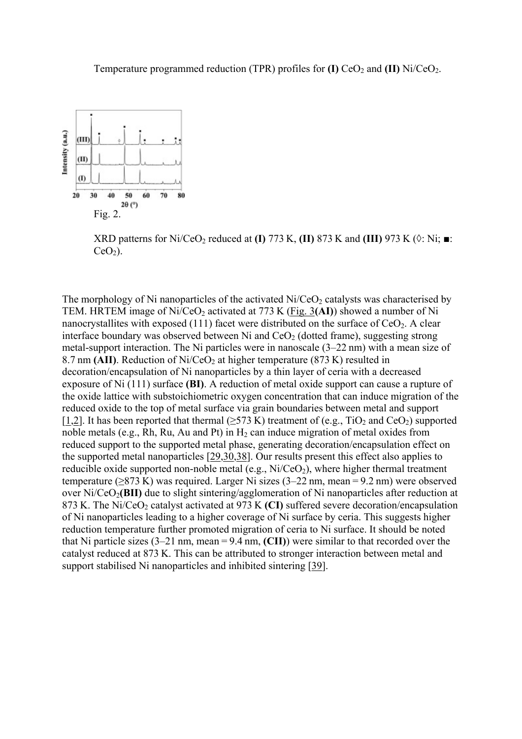Temperature programmed reduction (TPR) profiles for **(I)** $CeO_2$ and **(II)** $Ni/CeO_2$.

Fig. 2.

XRD patterns for $Ni/CeO_2$ reduced at **(I)** 773 K, **(II)** 873 K and **(III)** 973 K (◊: Ni; ■: $CeO_2$).

The morphology of Ni nanoparticles of the activated $Ni/CeO_2$ catalysts was characterised by TEM. HRTEM image of $Ni/CeO_2$ activated at 773 K (Fig. 3**(AI)**) showed a number of Ni nanocrystallites with exposed (111) facet were distributed on the surface of $CeO_2$. A clear interface boundary was observed between Ni and $CeO_2$ (dotted frame), suggesting strong metal-support interaction. The Ni particles were in nanoscale (3–22 nm) with a mean size of 8.7 nm **(AII)**. Reduction of $Ni/CeO_2$ at higher temperature (873 K) resulted in decoration/encapsulation of Ni nanoparticles by a thin layer of ceria with a decreased exposure of Ni (111) surface **(BI)**. A reduction of metal oxide support can cause a rupture of the oxide lattice with substoichiometric oxygen concentration that can induce migration of the reduced oxide to the top of metal surface via grain boundaries between metal and support [1,2]. It has been reported that thermal (≥573 K) treatment of (e.g., $TiO_2$ and $CeO_2$) supported noble metals (e.g., Rh, Ru, Au and Pt) in $H_2$ can induce migration of metal oxides from reduced support to the supported metal phase, generating decoration/encapsulation effect on the supported metal nanoparticles [29,30,38]. Our results present this effect also applies to reducible oxide supported non-noble metal (e.g., $Ni/CeO_2$), where higher thermal treatment temperature (≥873 K) was required. Larger Ni sizes (3–22 nm, mean = 9.2 nm) were observed over $Ni/CeO_2$**(BII)** due to slight sintering/agglomeration of Ni nanoparticles after reduction at 873 K. The $Ni/CeO_2$ catalyst activated at 973 K **(CI)** suffered severe decoration/encapsulation of Ni nanoparticles leading to a higher coverage of Ni surface by ceria. This suggests higher reduction temperature further promoted migration of ceria to Ni surface. It should be noted that Ni particle sizes (3–21 nm, mean = 9.4 nm, **(CII)**) were similar to that recorded over the catalyst reduced at 873 K. This can be attributed to stronger interaction between metal and support stabilised Ni nanoparticles and inhibited sintering [39].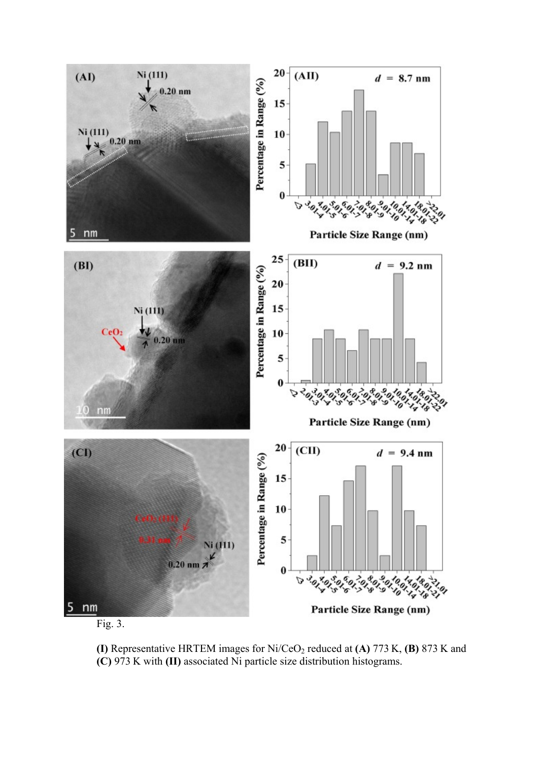Fig. 3.

**(I)** Representative HRTEM images for $Ni/CeO_2$ reduced at **(A)** 773 K, **(B)** 873 K and **(C)** 973 K with **(II)** associated Ni particle size distribution histograms.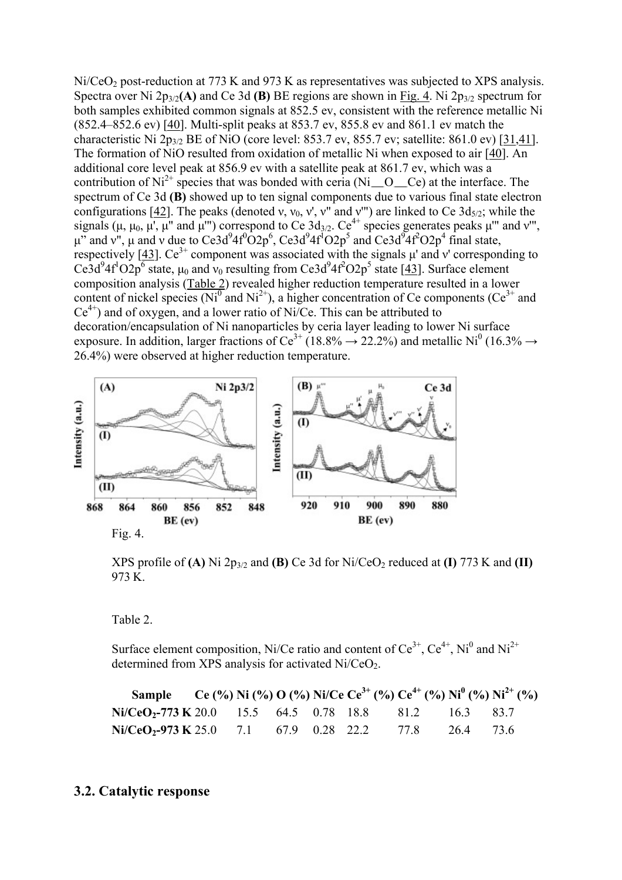$Ni/CeO_2$ post-reduction at 773 K and 973 K as representatives was subjected to XPS analysis. Spectra over Ni $2p_{3/2}$ **(A)** and Ce 3d **(B)** BE regions are shown in Fig. 4. Ni $2p_{3/2}$ spectrum for both samples exhibited common signals at 852.5 ev, consistent with the reference metallic Ni (852.4–852.6 ev) [40]. Multi-split peaks at 853.7 ev, 855.8 ev and 861.1 ev match the characteristic Ni $2p_{3/2}$ BE of NiO (core level: 853.7 ev, 855.7 ev; satellite: 861.0 ev) [31,41]. The formation of NiO resulted from oxidation of metallic Ni when exposed to air [40]. An additional core level peak at 856.9 ev with a satellite peak at 861.7 ev, which was a contribution of $Ni^{2+}$ species that was bonded with ceria (Ni—O—Ce) at the interface. The spectrum of Ce 3d **(B)** showed up to ten signal components due to various final state electron configurations [42]. The peaks (denoted ν, $\nu_0$, ν', ν'' and ν''') are linked to Ce $3d_{5/2}$; while the signals (μ, $\mu_0$, μ', μ'' and μ''') correspond to Ce $3d_{3/2}$. $Ce^{4+}$ species generates peaks μ''' and ν''', μ'' and ν'', μ and ν due to $Ce3d^9 4f^0 O2p^6$, $Ce3d^9 4f^1 O2p^5$ and $Ce3d^9 4f^2 O2p^4$ final state, respectively [43]. $Ce^{3+}$ component was associated with the signals μ' and ν' corresponding to $Ce3d^9 4f^1 O2p^6$ state, $\mu_0$ and $\nu_0$ resulting from $Ce3d^9 4f^2 O2p^5$ state [43]. Surface element composition analysis (Table 2) revealed higher reduction temperature resulted in a lower content of nickel species ($Ni^0$ and $Ni^{2+}$), a higher concentration of Ce components ($Ce^{3+}$ and $Ce^{4+}$) and of oxygen, and a lower ratio of Ni/Ce. This can be attributed to decoration/encapsulation of Ni nanoparticles by ceria layer leading to lower Ni surface exposure. In addition, larger fractions of $Ce^{3+}$ (18.8% → 22.2%) and metallic $Ni^0$ (16.3% → 26.4%) were observed at higher reduction temperature.

Fig. 4.

XPS profile of **(A)** Ni $2p_{3/2}$ and **(B)** Ce 3d for $Ni/CeO_2$ reduced at **(I)** 773 K and **(II)** 973 K.

Table 2.

Surface element composition, Ni/Ce ratio and content of $Ce^{3+}$, $Ce^{4+}$, $Ni^0$ and $Ni^{2+}$ determined from XPS analysis for activated $Ni/CeO_2$.

| Sample | Ce (%) | Ni (%) | O (%) | Ni/Ce | $Ce^{3+}$ (%) | $Ce^{4+}$ (%) | $Ni^0$ (%) | $Ni^{2+}$ (%) |
|---|---|---|---|---|---|---|---|---|
| **$Ni/CeO_2$-773 K** | 20.0 | 15.5 | 64.5 | 0.78 | 18.8 | 81.2 | 16.3 | 83.7 |
| **$Ni/CeO_2$-973 K** | 25.0 | 7.1 | 67.9 | 0.28 | 22.2 | 77.8 | 26.4 | 73.6 |

## 3.2. Catalytic response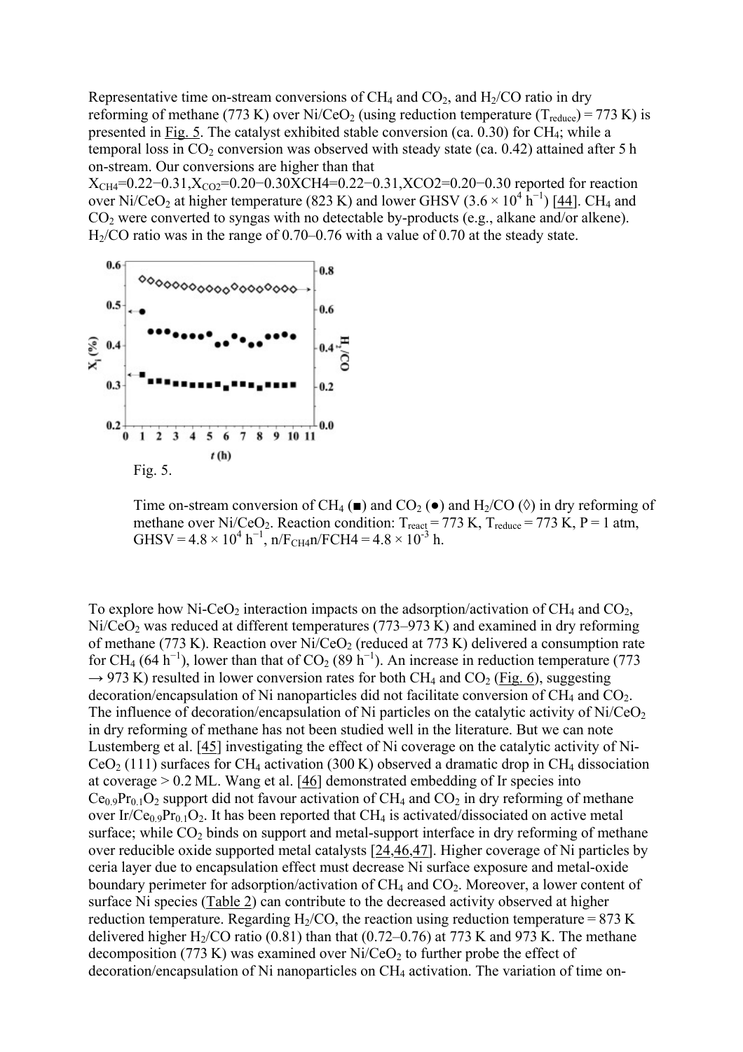Representative time on-stream conversions of $CH_4$ and $CO_2$, and $H_2/CO$ ratio in dry reforming of methane (773 K) over $Ni/CeO_2$ (using reduction temperature ($T_{reduce}$) = 773 K) is presented in Fig. 5. The catalyst exhibited stable conversion (ca. 0.30) for $CH_4$; while a temporal loss in $CO_2$ conversion was observed with steady state (ca. 0.42) attained after 5 h on-stream. Our conversions are higher than that $X_{CH4}=0.22-0.31, X_{CO2}=0.20-0.30$XCH4=0.22−0.31,XCO2=0.20−0.30 reported for reaction over $Ni/CeO_2$ at higher temperature (823 K) and lower GHSV ($3.6 \times 10^4$ h$^{-1}$) [44]. $CH_4$ and $CO_2$ were converted to syngas with no detectable by-products (e.g., alkane and/or alkene). $H_2/CO$ ratio was in the range of 0.70–0.76 with a value of 0.70 at the steady state.

Fig. 5.

Time on-stream conversion of $CH_4$ (■) and $CO_2$ (●) and $H_2/CO$ (◊) in dry reforming of methane over $Ni/CeO_2$. Reaction condition: $T_{react}$ = 773 K, $T_{reduce}$ = 773 K, P = 1 atm, GHSV = $4.8 \times 10^4$ h$^{-1}$, $n/F_{CH4}$n/FCH4 = $4.8 \times 10^{-3}$ h.

To explore how Ni-$CeO_2$ interaction impacts on the adsorption/activation of $CH_4$ and $CO_2$, $Ni/CeO_2$ was reduced at different temperatures (773–973 K) and examined in dry reforming of methane (773 K). Reaction over $Ni/CeO_2$ (reduced at 773 K) delivered a consumption rate for $CH_4$ (64 h$^{-1}$), lower than that of $CO_2$ (89 h$^{-1}$). An increase in reduction temperature (773 → 973 K) resulted in lower conversion rates for both $CH_4$ and $CO_2$ (Fig. 6), suggesting decoration/encapsulation of Ni nanoparticles did not facilitate conversion of $CH_4$ and $CO_2$. The influence of decoration/encapsulation of Ni particles on the catalytic activity of $Ni/CeO_2$ in dry reforming of methane has not been studied well in the literature. But we can note Lustemberg et al. [45] investigating the effect of Ni coverage on the catalytic activity of Ni-$CeO_2$ (111) surfaces for $CH_4$ activation (300 K) observed a dramatic drop in $CH_4$ dissociation at coverage > 0.2 ML. Wang et al. [46] demonstrated embedding of Ir species into $Ce_{0.9}Pr_{0.1}O_2$ support did not favour activation of $CH_4$ and $CO_2$ in dry reforming of methane over $Ir/Ce_{0.9}Pr_{0.1}O_2$. It has been reported that $CH_4$ is activated/dissociated on active metal surface; while $CO_2$ binds on support and metal-support interface in dry reforming of methane over reducible oxide supported metal catalysts [24,46,47]. Higher coverage of Ni particles by ceria layer due to encapsulation effect must decrease Ni surface exposure and metal-oxide boundary perimeter for adsorption/activation of $CH_4$ and $CO_2$. Moreover, a lower content of surface Ni species (Table 2) can contribute to the decreased activity observed at higher reduction temperature. Regarding $H_2/CO$, the reaction using reduction temperature = 873 K delivered higher $H_2/CO$ ratio (0.81) than that (0.72–0.76) at 773 K and 973 K. The methane decomposition (773 K) was examined over $Ni/CeO_2$ to further probe the effect of decoration/encapsulation of Ni nanoparticles on $CH_4$ activation. The variation of time on-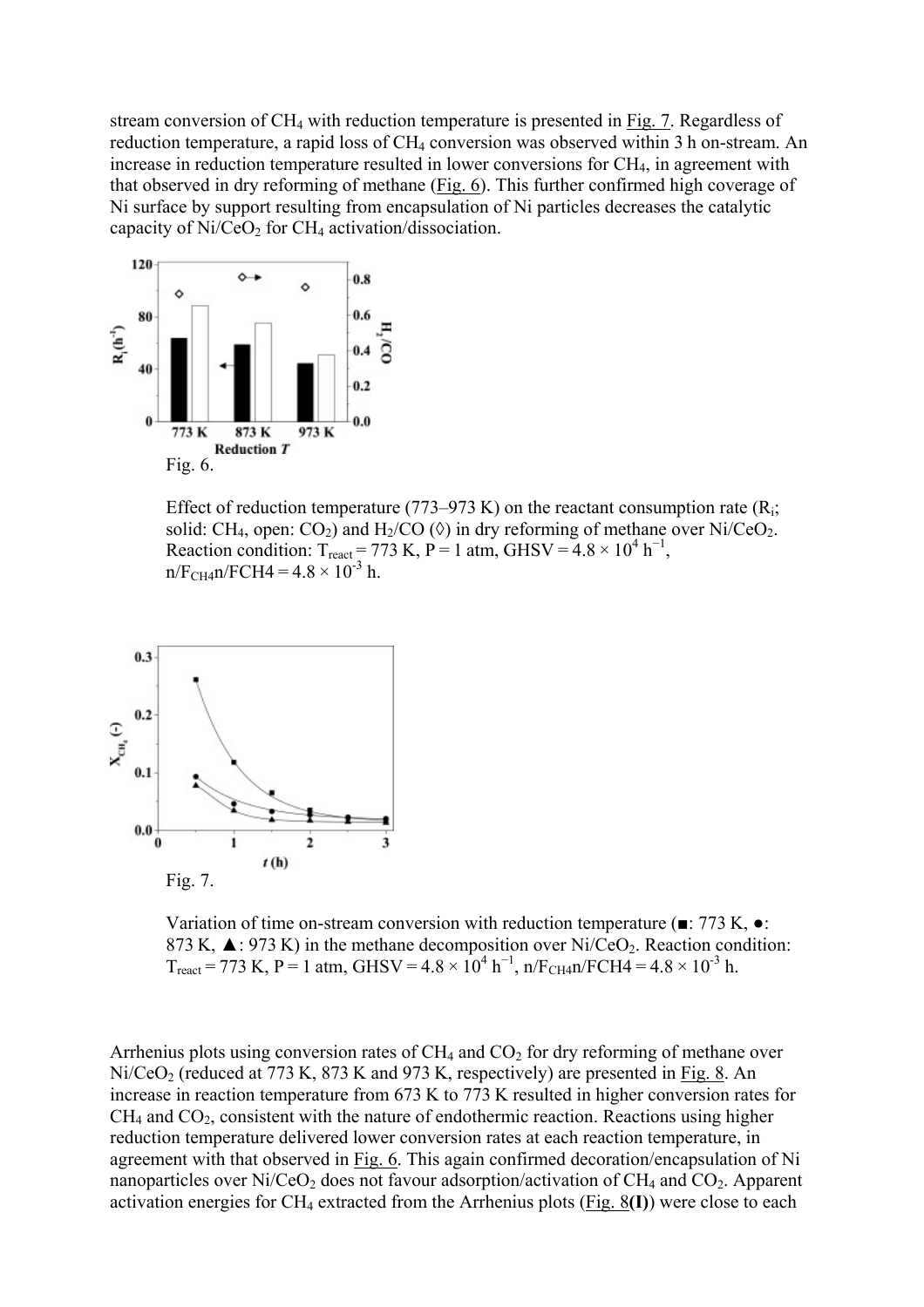stream conversion of $CH_4$ with reduction temperature is presented in Fig. 7. Regardless of reduction temperature, a rapid loss of $CH_4$ conversion was observed within 3 h on-stream. An increase in reduction temperature resulted in lower conversions for $CH_4$, in agreement with that observed in dry reforming of methane (Fig. 6). This further confirmed high coverage of Ni surface by support resulting from encapsulation of Ni particles decreases the catalytic capacity of $Ni/CeO_2$ for $CH_4$ activation/dissociation.

Fig. 6.

Effect of reduction temperature (773–973 K) on the reactant consumption rate ($R_i$; solid: $CH_4$, open: $CO_2$) and $H_2/CO$ (◊) in dry reforming of methane over $Ni/CeO_2$. Reaction condition: $T_{react}$ = 773 K, P = 1 atm, GHSV = $4.8 \times 10^4$ h$^{-1}$, $n/F_{CH4}$n/FCH4 = $4.8 \times 10^{-3}$ h.

Fig. 7.

Variation of time on-stream conversion with reduction temperature (■: 773 K, ●: 873 K, ▲: 973 K) in the methane decomposition over $Ni/CeO_2$. Reaction condition: $T_{react}$ = 773 K, P = 1 atm, GHSV = $4.8 \times 10^4$ h$^{-1}$, $n/F_{CH4}$n/FCH4 = $4.8 \times 10^{-3}$ h.

Arrhenius plots using conversion rates of $CH_4$ and $CO_2$ for dry reforming of methane over $Ni/CeO_2$ (reduced at 773 K, 873 K and 973 K, respectively) are presented in Fig. 8. An increase in reaction temperature from 673 K to 773 K resulted in higher conversion rates for $CH_4$ and $CO_2$, consistent with the nature of endothermic reaction. Reactions using higher reduction temperature delivered lower conversion rates at each reaction temperature, in agreement with that observed in Fig. 6. This again confirmed decoration/encapsulation of Ni nanoparticles over $Ni/CeO_2$ does not favour adsorption/activation of $CH_4$ and $CO_2$. Apparent activation energies for $CH_4$ extracted from the Arrhenius plots (Fig. 8**(I)**) were close to each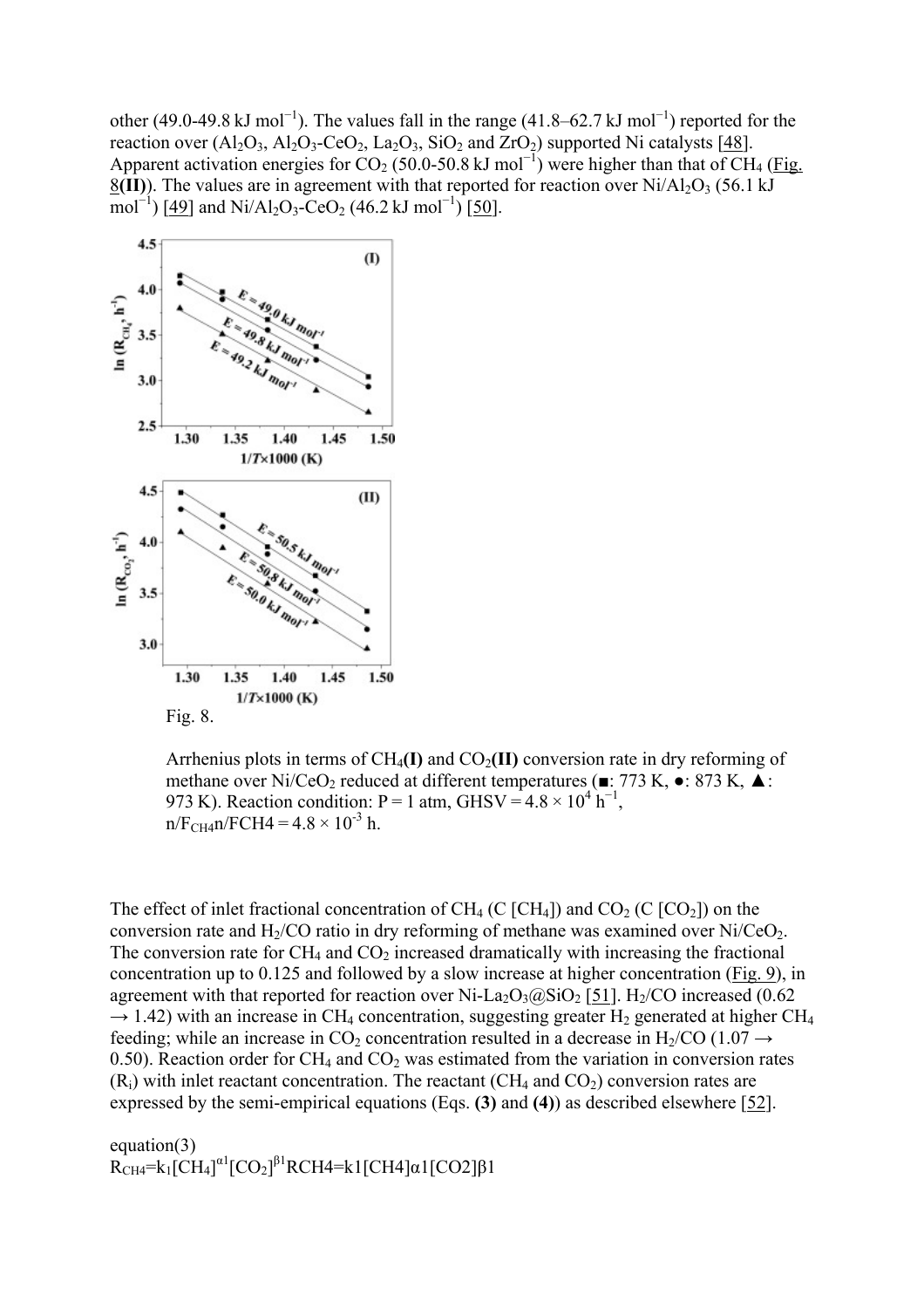other (49.0-49.8 kJ $mol^{-1}$). The values fall in the range (41.8–62.7 kJ $mol^{-1}$) reported for the reaction over ($Al_2O_3$, $Al_2O_3$-$CeO_2$, $La_2O_3$, $SiO_2$ and $ZrO_2$) supported Ni catalysts [48]. Apparent activation energies for $CO_2$ (50.0-50.8 kJ $mol^{-1}$) were higher than that of $CH_4$ (Fig. 8**(II)**). The values are in agreement with that reported for reaction over Ni/$Al_2O_3$ (56.1 kJ $mol^{-1}$) [49] and Ni/$Al_2O_3$-$CeO_2$ (46.2 kJ $mol^{-1}$) [50].

Fig. 8.

Arrhenius plots in terms of $CH_4$**(I)** and $CO_2$**(II)** conversion rate in dry reforming of methane over Ni/$CeO_2$ reduced at different temperatures (■: 773 K, ●: 873 K, ▲: 973 K). Reaction condition: P = 1 atm, GHSV = $4.8 \times 10^4$ $h^{-1}$, $n/F_{CH4}$n/FCH4 = $4.8 \times 10^{-3}$ h.

The effect of inlet fractional concentration of $CH_4$ (C [$CH_4$]) and $CO_2$ (C [$CO_2$]) on the conversion rate and $H_2$/CO ratio in dry reforming of methane was examined over Ni/$CeO_2$. The conversion rate for $CH_4$ and $CO_2$ increased dramatically with increasing the fractional concentration up to 0.125 and followed by a slow increase at higher concentration (Fig. 9), in agreement with that reported for reaction over Ni-$La_2O_3$@$SiO_2$ [51]. $H_2$/CO increased (0.62 → 1.42) with an increase in $CH_4$ concentration, suggesting greater $H_2$ generated at higher $CH_4$ feeding; while an increase in $CO_2$ concentration resulted in a decrease in $H_2$/CO (1.07 → 0.50). Reaction order for $CH_4$ and $CO_2$ was estimated from the variation in conversion rates ($R_i$) with inlet reactant concentration. The reactant ($CH_4$ and $CO_2$) conversion rates are expressed by the semi-empirical equations (Eqs. **(3)** and **(4)**) as described elsewhere [52].

equation(3)

$$R_{CH4}=k_1[CH_4]^{\alpha 1}[CO_2]^{\beta 1}$$

RCH4=k1[CH4]α1[CO2]β1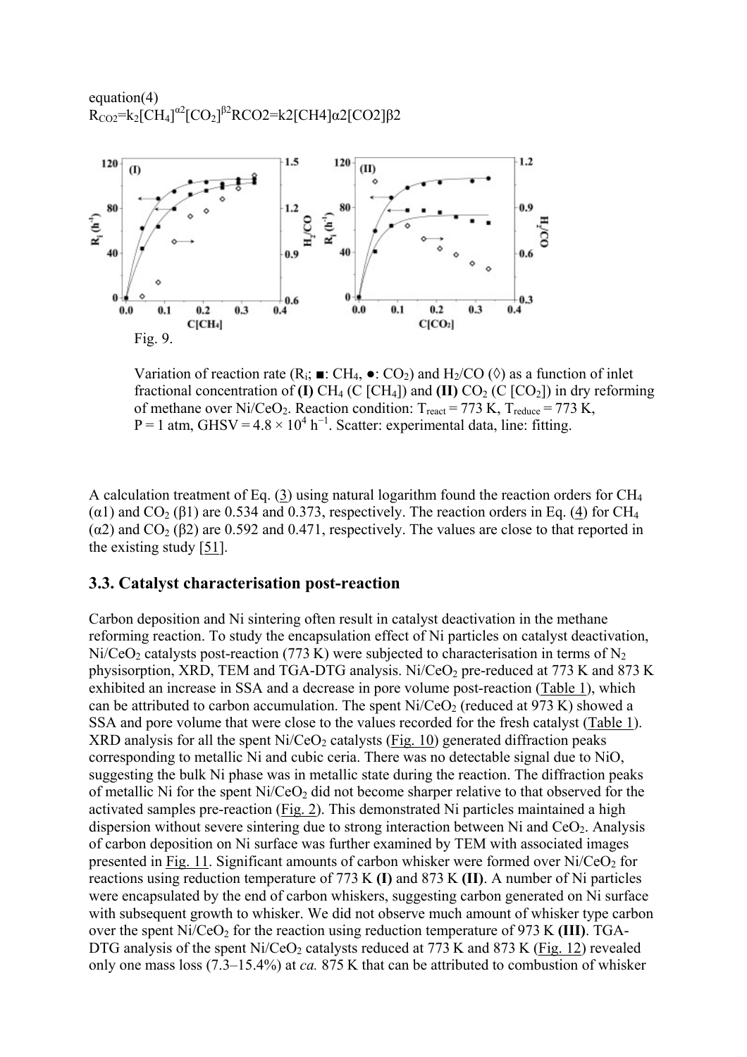equation(4)

$$R_{CO2}=k_2[CH_4]^{\alpha 2}[CO_2]^{\beta 2}$$

Fig. 9.

Variation of reaction rate ($R_i$; ■: $CH_4$, ●: $CO_2$) and $H_2/CO$ (◊) as a function of inlet fractional concentration of **(I)** $CH_4$ (C [$CH_4$]) and **(II)** $CO_2$ (C [$CO_2$]) in dry reforming of methane over $Ni/CeO_2$. Reaction condition: $T_{react}$ = 773 K, $T_{reduce}$ = 773 K, P = 1 atm, GHSV = 4.8 × 10[4] h[−1]. Scatter: experimental data, line: fitting.

A calculation treatment of Eq. (3) using natural logarithm found the reaction orders for $CH_4$ ($\alpha 1$) and $CO_2$ ($\beta 1$) are 0.534 and 0.373, respectively. The reaction orders in Eq. (4) for $CH_4$ ($\alpha 2$) and $CO_2$ ($\beta 2$) are 0.592 and 0.471, respectively. The values are close to that reported in the existing study [51].

## 3.3. Catalyst characterisation post-reaction

Carbon deposition and Ni sintering often result in catalyst deactivation in the methane reforming reaction. To study the encapsulation effect of Ni particles on catalyst deactivation, $Ni/CeO_2$ catalysts post-reaction (773 K) were subjected to characterisation in terms of $N_2$ physisorption, XRD, TEM and TGA-DTG analysis. $Ni/CeO_2$ pre-reduced at 773 K and 873 K exhibited an increase in SSA and a decrease in pore volume post-reaction (Table 1), which can be attributed to carbon accumulation. The spent $Ni/CeO_2$ (reduced at 973 K) showed a SSA and pore volume that were close to the values recorded for the fresh catalyst (Table 1). XRD analysis for all the spent $Ni/CeO_2$ catalysts (Fig. 10) generated diffraction peaks corresponding to metallic Ni and cubic ceria. There was no detectable signal due to NiO, suggesting the bulk Ni phase was in metallic state during the reaction. The diffraction peaks of metallic Ni for the spent $Ni/CeO_2$ did not become sharper relative to that observed for the activated samples pre-reaction (Fig. 2). This demonstrated Ni particles maintained a high dispersion without severe sintering due to strong interaction between Ni and $CeO_2$. Analysis of carbon deposition on Ni surface was further examined by TEM with associated images presented in Fig. 11. Significant amounts of carbon whisker were formed over $Ni/CeO_2$ for reactions using reduction temperature of 773 K **(I)** and 873 K **(II)**. A number of Ni particles were encapsulated by the end of carbon whiskers, suggesting carbon generated on Ni surface with subsequent growth to whisker. We did not observe much amount of whisker type carbon over the spent $Ni/CeO_2$ for the reaction using reduction temperature of 973 K **(III)**. TGA-DTG analysis of the spent $Ni/CeO_2$ catalysts reduced at 773 K and 873 K (Fig. 12) revealed only one mass loss (7.3–15.4%) at *ca.* 875 K that can be attributed to combustion of whisker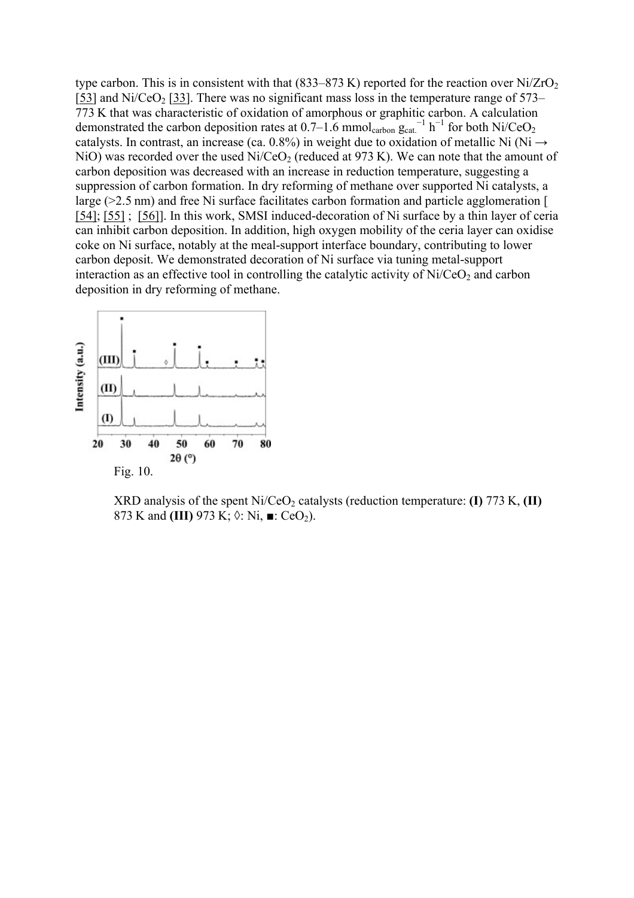type carbon. This is in consistent with that (833–873 K) reported for the reaction over $Ni/ZrO_2$ [53] and $Ni/CeO_2$ [33]. There was no significant mass loss in the temperature range of 573–773 K that was characteristic of oxidation of amorphous or graphitic carbon. A calculation demonstrated the carbon deposition rates at 0.7–1.6 $mmol_{carbon}\ g_{cat.}^{-1}\ h^{-1}$ for both $Ni/CeO_2$ catalysts. In contrast, an increase (ca. 0.8%) in weight due to oxidation of metallic Ni ($Ni \rightarrow NiO$) was recorded over the used $Ni/CeO_2$ (reduced at 973 K). We can note that the amount of carbon deposition was decreased with an increase in reduction temperature, suggesting a suppression of carbon formation. In dry reforming of methane over supported Ni catalysts, a large (>2.5 nm) and free Ni surface facilitates carbon formation and particle agglomeration [ [54]; [55] ; [56]]. In this work, SMSI induced-decoration of Ni surface by a thin layer of ceria can inhibit carbon deposition. In addition, high oxygen mobility of the ceria layer can oxidise coke on Ni surface, notably at the meal-support interface boundary, contributing to lower carbon deposit. We demonstrated decoration of Ni surface via tuning metal-support interaction as an effective tool in controlling the catalytic activity of $Ni/CeO_2$ and carbon deposition in dry reforming of methane.

Fig. 10.

XRD analysis of the spent $Ni/CeO_2$ catalysts (reduction temperature: **(I)** 773 K, **(II)** 873 K and **(III)** 973 K; ◊: Ni, ■: $CeO_2$).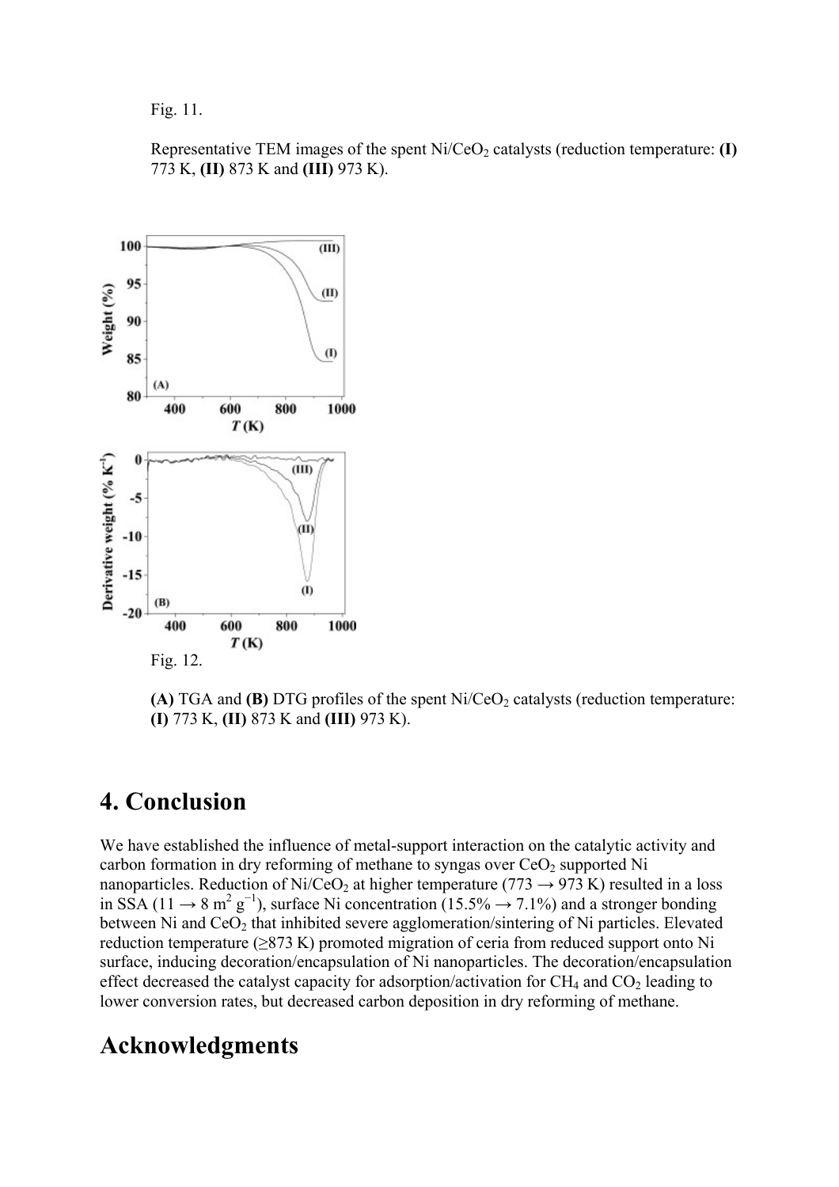Fig. 11.

Representative TEM images of the spent $Ni/CeO_2$ catalysts (reduction temperature: **(I)** 773 K, **(II)** 873 K and **(III)** 973 K).

Fig. 12.

**(A)** TGA and **(B)** DTG profiles of the spent $Ni/CeO_2$ catalysts (reduction temperature: **(I)** 773 K, **(II)** 873 K and **(III)** 973 K).

# 4. Conclusion

We have established the influence of metal-support interaction on the catalytic activity and carbon formation in dry reforming of methane to syngas over $CeO_2$ supported Ni nanoparticles. Reduction of $Ni/CeO_2$ at higher temperature (773 → 973 K) resulted in a loss in SSA (11 → 8 $m^2$ $g^{-1}$), surface Ni concentration (15.5% → 7.1%) and a stronger bonding between Ni and $CeO_2$ that inhibited severe agglomeration/sintering of Ni particles. Elevated reduction temperature (≥873 K) promoted migration of ceria from reduced support onto Ni surface, inducing decoration/encapsulation of Ni nanoparticles. The decoration/encapsulation effect decreased the catalyst capacity for adsorption/activation for $CH_4$ and $CO_2$ leading to lower conversion rates, but decreased carbon deposition in dry reforming of methane.

# Acknowledgments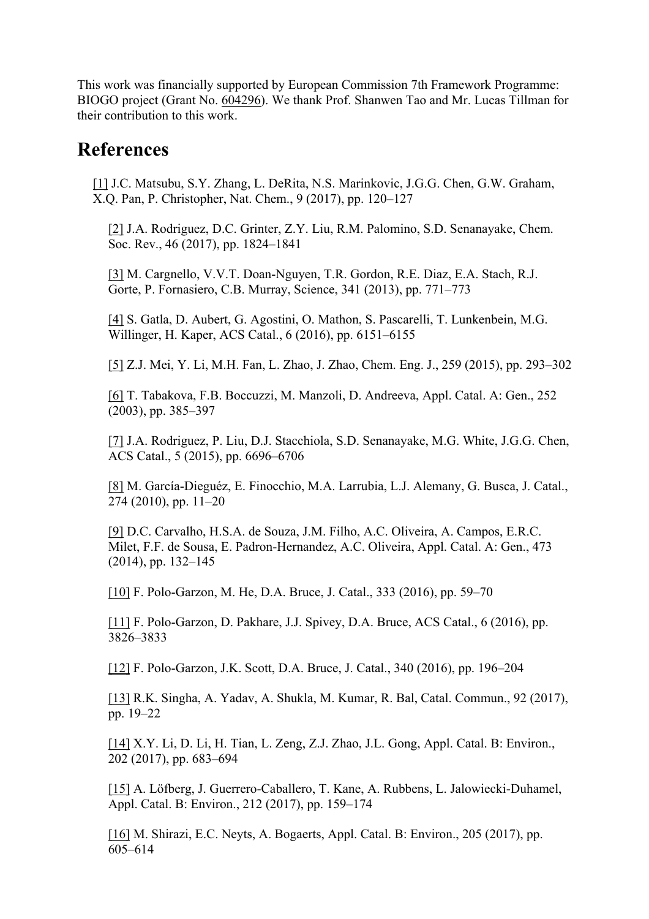This work was financially supported by European Commission 7th Framework Programme: BIOGO project (Grant No. 604296). We thank Prof. Shanwen Tao and Mr. Lucas Tillman for their contribution to this work.

## References

[1] J.C. Matsubu, S.Y. Zhang, L. DeRita, N.S. Marinkovic, J.G.G. Chen, G.W. Graham, X.Q. Pan, P. Christopher, Nat. Chem., 9 (2017), pp. 120–127

[2] J.A. Rodriguez, D.C. Grinter, Z.Y. Liu, R.M. Palomino, S.D. Senanayake, Chem. Soc. Rev., 46 (2017), pp. 1824–1841

[3] M. Cargnello, V.V.T. Doan-Nguyen, T.R. Gordon, R.E. Diaz, E.A. Stach, R.J. Gorte, P. Fornasiero, C.B. Murray, Science, 341 (2013), pp. 771–773

[4] S. Gatla, D. Aubert, G. Agostini, O. Mathon, S. Pascarelli, T. Lunkenbein, M.G. Willinger, H. Kaper, ACS Catal., 6 (2016), pp. 6151–6155

[5] Z.J. Mei, Y. Li, M.H. Fan, L. Zhao, J. Zhao, Chem. Eng. J., 259 (2015), pp. 293–302

[6] T. Tabakova, F.B. Boccuzzi, M. Manzoli, D. Andreeva, Appl. Catal. A: Gen., 252 (2003), pp. 385–397

[7] J.A. Rodriguez, P. Liu, D.J. Stacchiola, S.D. Senanayake, M.G. White, J.G.G. Chen, ACS Catal., 5 (2015), pp. 6696–6706

[8] M. García-Dieguéz, E. Finocchio, M.A. Larrubia, L.J. Alemany, G. Busca, J. Catal., 274 (2010), pp. 11–20

[9] D.C. Carvalho, H.S.A. de Souza, J.M. Filho, A.C. Oliveira, A. Campos, E.R.C. Milet, F.F. de Sousa, E. Padron-Hernandez, A.C. Oliveira, Appl. Catal. A: Gen., 473 (2014), pp. 132–145

[10] F. Polo-Garzon, M. He, D.A. Bruce, J. Catal., 333 (2016), pp. 59–70

[11] F. Polo-Garzon, D. Pakhare, J.J. Spivey, D.A. Bruce, ACS Catal., 6 (2016), pp. 3826–3833

[12] F. Polo-Garzon, J.K. Scott, D.A. Bruce, J. Catal., 340 (2016), pp. 196–204

[13] R.K. Singha, A. Yadav, A. Shukla, M. Kumar, R. Bal, Catal. Commun., 92 (2017), pp. 19–22

[14] X.Y. Li, D. Li, H. Tian, L. Zeng, Z.J. Zhao, J.L. Gong, Appl. Catal. B: Environ., 202 (2017), pp. 683–694

[15] A. Löfberg, J. Guerrero-Caballero, T. Kane, A. Rubbens, L. Jalowiecki-Duhamel, Appl. Catal. B: Environ., 212 (2017), pp. 159–174

[16] M. Shirazi, E.C. Neyts, A. Bogaerts, Appl. Catal. B: Environ., 205 (2017), pp. 605–614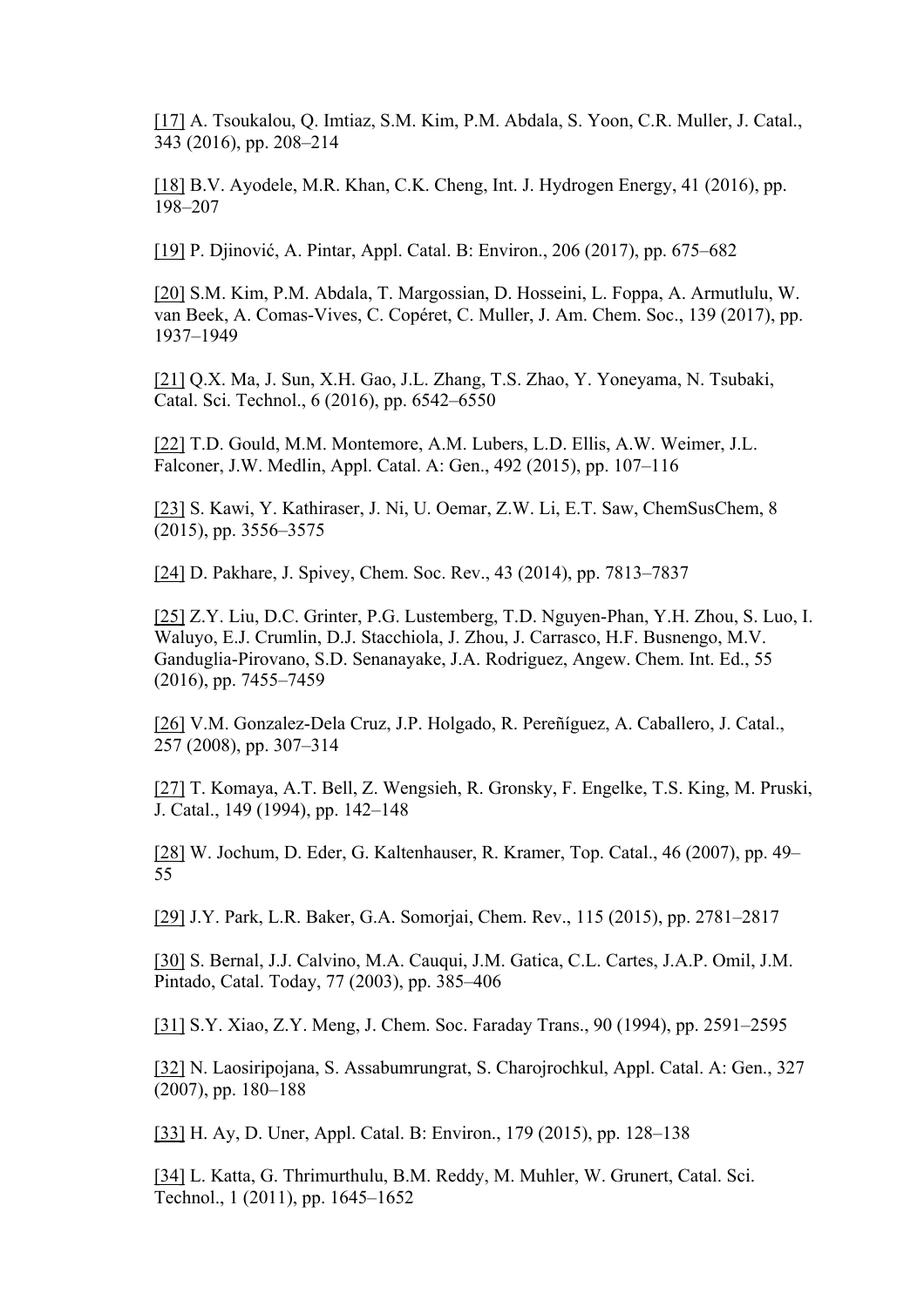[17] A. Tsoukalou, Q. Imtiaz, S.M. Kim, P.M. Abdala, S. Yoon, C.R. Muller, J. Catal., 343 (2016), pp. 208–214

[18] B.V. Ayodele, M.R. Khan, C.K. Cheng, Int. J. Hydrogen Energy, 41 (2016), pp. 198–207

[19] P. Djinović, A. Pintar, Appl. Catal. B: Environ., 206 (2017), pp. 675–682

[20] S.M. Kim, P.M. Abdala, T. Margossian, D. Hosseini, L. Foppa, A. Armutlulu, W. van Beek, A. Comas-Vives, C. Copéret, C. Muller, J. Am. Chem. Soc., 139 (2017), pp. 1937–1949

[21] Q.X. Ma, J. Sun, X.H. Gao, J.L. Zhang, T.S. Zhao, Y. Yoneyama, N. Tsubaki, Catal. Sci. Technol., 6 (2016), pp. 6542–6550

[22] T.D. Gould, M.M. Montemore, A.M. Lubers, L.D. Ellis, A.W. Weimer, J.L. Falconer, J.W. Medlin, Appl. Catal. A: Gen., 492 (2015), pp. 107–116

[23] S. Kawi, Y. Kathiraser, J. Ni, U. Oemar, Z.W. Li, E.T. Saw, ChemSusChem, 8 (2015), pp. 3556–3575

[24] D. Pakhare, J. Spivey, Chem. Soc. Rev., 43 (2014), pp. 7813–7837

[25] Z.Y. Liu, D.C. Grinter, P.G. Lustemberg, T.D. Nguyen-Phan, Y.H. Zhou, S. Luo, I. Waluyo, E.J. Crumlin, D.J. Stacchiola, J. Zhou, J. Carrasco, H.F. Busnengo, M.V. Ganduglia-Pirovano, S.D. Senanayake, J.A. Rodriguez, Angew. Chem. Int. Ed., 55 (2016), pp. 7455–7459

[26] V.M. Gonzalez-Dela Cruz, J.P. Holgado, R. Pereñíguez, A. Caballero, J. Catal., 257 (2008), pp. 307–314

[27] T. Komaya, A.T. Bell, Z. Wengsieh, R. Gronsky, F. Engelke, T.S. King, M. Pruski, J. Catal., 149 (1994), pp. 142–148

[28] W. Jochum, D. Eder, G. Kaltenhauser, R. Kramer, Top. Catal., 46 (2007), pp. 49–55

[29] J.Y. Park, L.R. Baker, G.A. Somorjai, Chem. Rev., 115 (2015), pp. 2781–2817

[30] S. Bernal, J.J. Calvino, M.A. Cauqui, J.M. Gatica, C.L. Cartes, J.A.P. Omil, J.M. Pintado, Catal. Today, 77 (2003), pp. 385–406

[31] S.Y. Xiao, Z.Y. Meng, J. Chem. Soc. Faraday Trans., 90 (1994), pp. 2591–2595

[32] N. Laosiripojana, S. Assabumrungrat, S. Charojrochkul, Appl. Catal. A: Gen., 327 (2007), pp. 180–188

[33] H. Ay, D. Uner, Appl. Catal. B: Environ., 179 (2015), pp. 128–138

[34] L. Katta, G. Thrimurthulu, B.M. Reddy, M. Muhler, W. Grunert, Catal. Sci. Technol., 1 (2011), pp. 1645–1652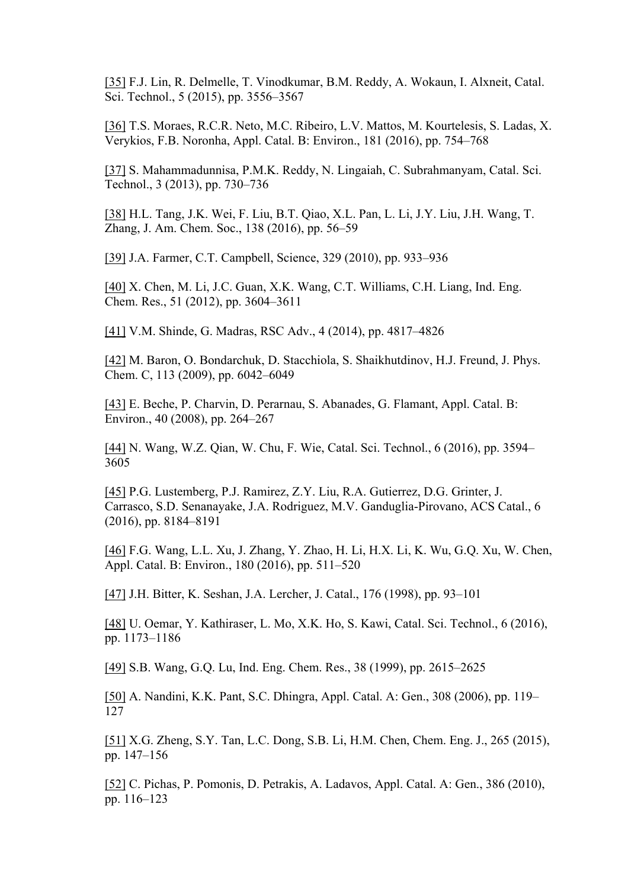[35] F.J. Lin, R. Delmelle, T. Vinodkumar, B.M. Reddy, A. Wokaun, I. Alxneit, Catal. Sci. Technol., 5 (2015), pp. 3556–3567

[36] T.S. Moraes, R.C.R. Neto, M.C. Ribeiro, L.V. Mattos, M. Kourtelesis, S. Ladas, X. Verykios, F.B. Noronha, Appl. Catal. B: Environ., 181 (2016), pp. 754–768

[37] S. Mahammadunnisa, P.M.K. Reddy, N. Lingaiah, C. Subrahmanyam, Catal. Sci. Technol., 3 (2013), pp. 730–736

[38] H.L. Tang, J.K. Wei, F. Liu, B.T. Qiao, X.L. Pan, L. Li, J.Y. Liu, J.H. Wang, T. Zhang, J. Am. Chem. Soc., 138 (2016), pp. 56–59

[39] J.A. Farmer, C.T. Campbell, Science, 329 (2010), pp. 933–936

[40] X. Chen, M. Li, J.C. Guan, X.K. Wang, C.T. Williams, C.H. Liang, Ind. Eng. Chem. Res., 51 (2012), pp. 3604–3611

[41] V.M. Shinde, G. Madras, RSC Adv., 4 (2014), pp. 4817–4826

[42] M. Baron, O. Bondarchuk, D. Stacchiola, S. Shaikhutdinov, H.J. Freund, J. Phys. Chem. C, 113 (2009), pp. 6042–6049

[43] E. Beche, P. Charvin, D. Perarnau, S. Abanades, G. Flamant, Appl. Catal. B: Environ., 40 (2008), pp. 264–267

[44] N. Wang, W.Z. Qian, W. Chu, F. Wie, Catal. Sci. Technol., 6 (2016), pp. 3594–3605

[45] P.G. Lustemberg, P.J. Ramirez, Z.Y. Liu, R.A. Gutierrez, D.G. Grinter, J. Carrasco, S.D. Senanayake, J.A. Rodriguez, M.V. Ganduglia-Pirovano, ACS Catal., 6 (2016), pp. 8184–8191

[46] F.G. Wang, L.L. Xu, J. Zhang, Y. Zhao, H. Li, H.X. Li, K. Wu, G.Q. Xu, W. Chen, Appl. Catal. B: Environ., 180 (2016), pp. 511–520

[47] J.H. Bitter, K. Seshan, J.A. Lercher, J. Catal., 176 (1998), pp. 93–101

[48] U. Oemar, Y. Kathiraser, L. Mo, X.K. Ho, S. Kawi, Catal. Sci. Technol., 6 (2016), pp. 1173–1186

[49] S.B. Wang, G.Q. Lu, Ind. Eng. Chem. Res., 38 (1999), pp. 2615–2625

[50] A. Nandini, K.K. Pant, S.C. Dhingra, Appl. Catal. A: Gen., 308 (2006), pp. 119–127

[51] X.G. Zheng, S.Y. Tan, L.C. Dong, S.B. Li, H.M. Chen, Chem. Eng. J., 265 (2015), pp. 147–156

[52] C. Pichas, P. Pomonis, D. Petrakis, A. Ladavos, Appl. Catal. A: Gen., 386 (2010), pp. 116–123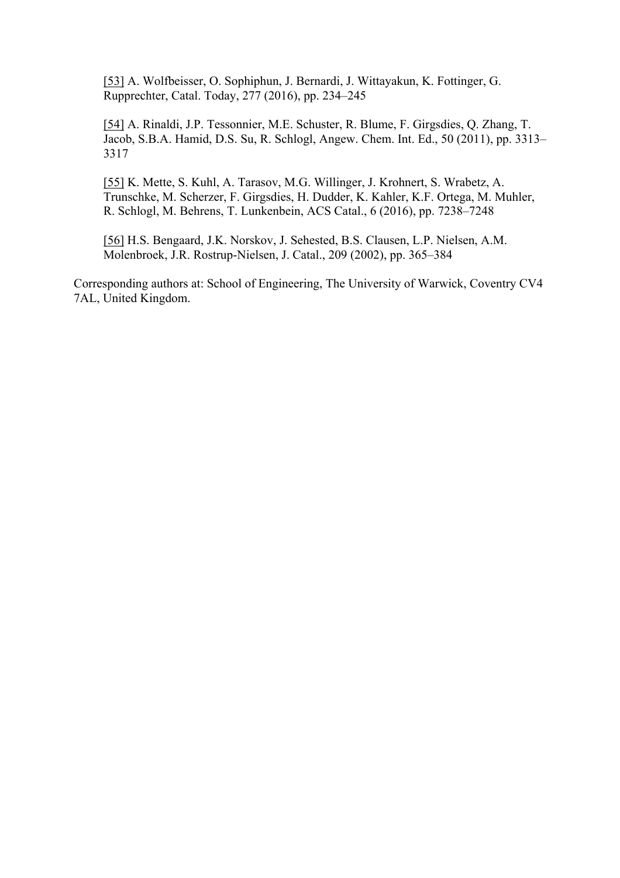[53] A. Wolfbeisser, O. Sophiphun, J. Bernardi, J. Wittayakun, K. Fottinger, G. Rupprechter, Catal. Today, 277 (2016), pp. 234–245

[54] A. Rinaldi, J.P. Tessonnier, M.E. Schuster, R. Blume, F. Girgsdies, Q. Zhang, T. Jacob, S.B.A. Hamid, D.S. Su, R. Schlogl, Angew. Chem. Int. Ed., 50 (2011), pp. 3313–3317

[55] K. Mette, S. Kuhl, A. Tarasov, M.G. Willinger, J. Krohnert, S. Wrabetz, A. Trunschke, M. Scherzer, F. Girgsdies, H. Dudder, K. Kahler, K.F. Ortega, M. Muhler, R. Schlogl, M. Behrens, T. Lunkenbein, ACS Catal., 6 (2016), pp. 7238–7248

[56] H.S. Bengaard, J.K. Norskov, J. Sehested, B.S. Clausen, L.P. Nielsen, A.M. Molenbroek, J.R. Rostrup-Nielsen, J. Catal., 209 (2002), pp. 365–384

Corresponding authors at: School of Engineering, The University of Warwick, Coventry CV4 7AL, United Kingdom.